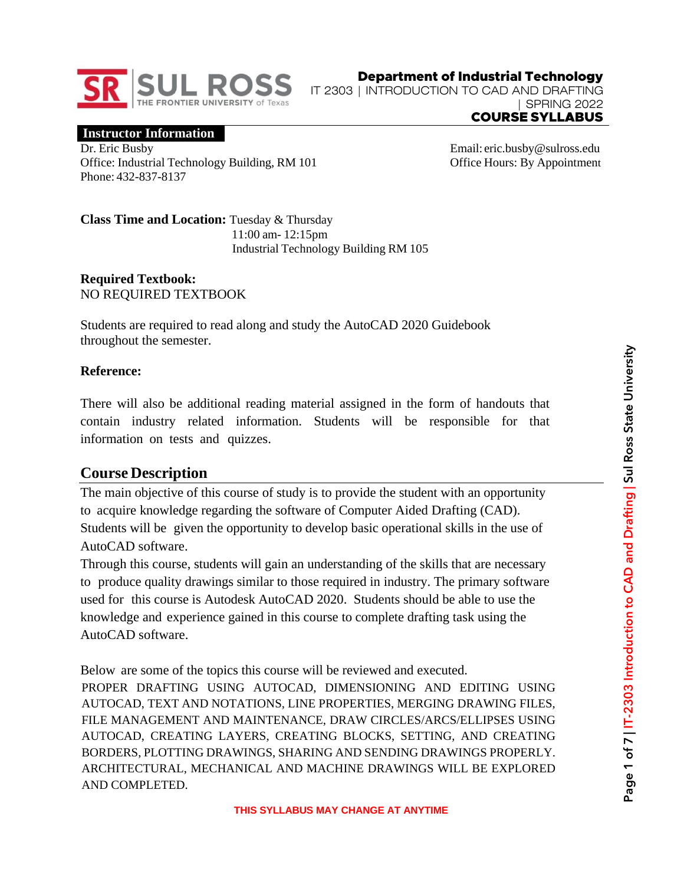**Department of Industrial Technology**
IT 2303 | INTRODUCTION TO CAD AND DRAFTING | SPRING 2022
**COURSE SYLLABUS**

## Instructor Information

Dr. Eric Busby
Office: Industrial Technology Building, RM 101
Phone: 432-837-8137

Email: eric.busby@sulross.edu
Office Hours: By Appointment

**Class Time and Location:** Tuesday & Thursday
11:00 am- 12:15pm
Industrial Technology Building RM 105

**Required Textbook:**
NO REQUIRED TEXTBOOK

Students are required to read along and study the AutoCAD 2020 Guidebook throughout the semester.

**Reference:**

There will also be additional reading material assigned in the form of handouts that contain industry related information. Students will be responsible for that information on tests and quizzes.

## Course Description

The main objective of this course of study is to provide the student with an opportunity to acquire knowledge regarding the software of Computer Aided Drafting (CAD). Students will be given the opportunity to develop basic operational skills in the use of AutoCAD software.
Through this course, students will gain an understanding of the skills that are necessary to produce quality drawings similar to those required in industry. The primary software used for this course is Autodesk AutoCAD 2020. Students should be able to use the knowledge and experience gained in this course to complete drafting task using the AutoCAD software.

Below are some of the topics this course will be reviewed and executed.
PROPER DRAFTING USING AUTOCAD, DIMENSIONING AND EDITING USING AUTOCAD, TEXT AND NOTATIONS, LINE PROPERTIES, MERGING DRAWING FILES, FILE MANAGEMENT AND MAINTENANCE, DRAW CIRCLES/ARCS/ELLIPSES USING AUTOCAD, CREATING LAYERS, CREATING BLOCKS, SETTING, AND CREATING BORDERS, PLOTTING DRAWINGS, SHARING AND SENDING DRAWINGS PROPERLY. ARCHITECTURAL, MECHANICAL AND MACHINE DRAWINGS WILL BE EXPLORED AND COMPLETED.

**THIS SYLLABUS MAY CHANGE AT ANYTIME**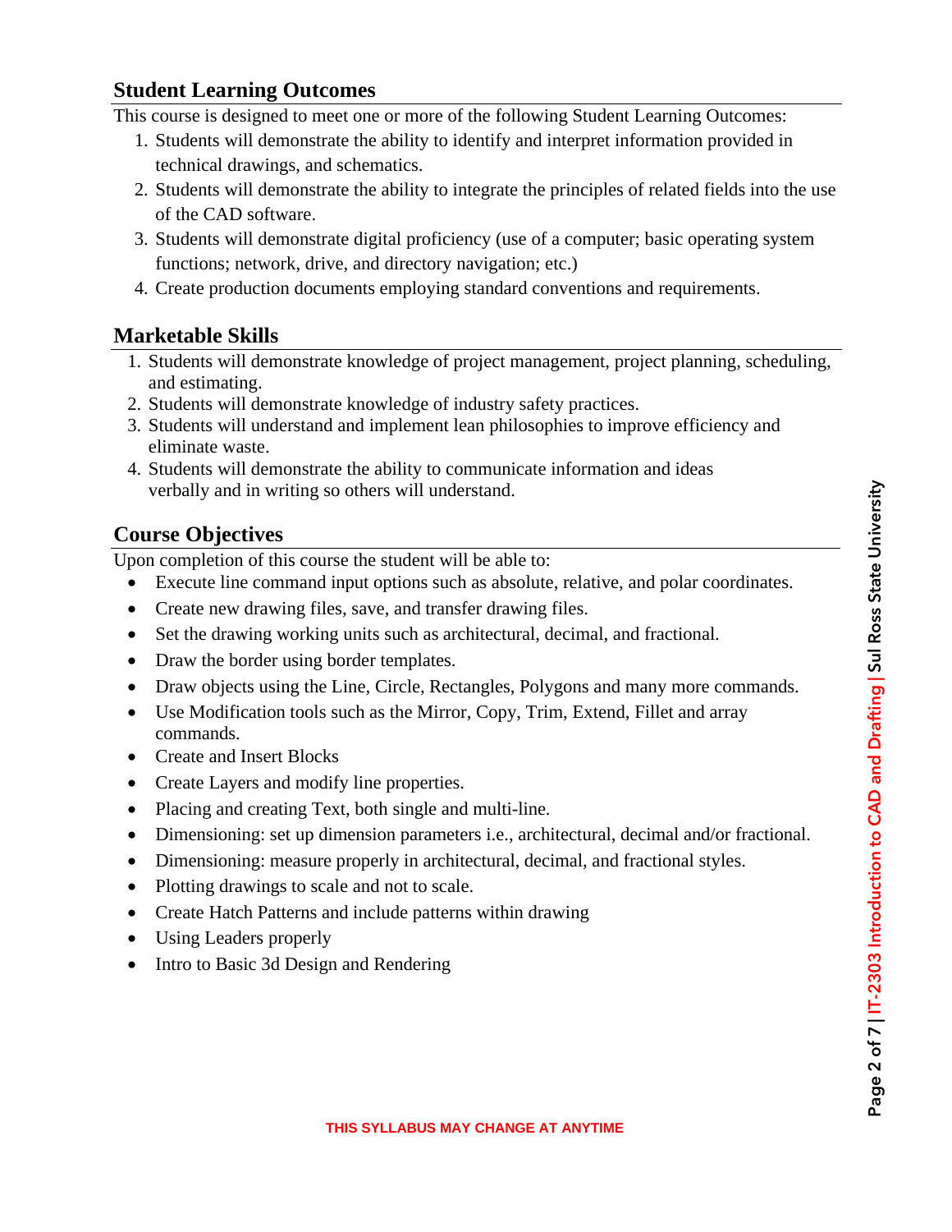## Student Learning Outcomes

This course is designed to meet one or more of the following Student Learning Outcomes:

1. Students will demonstrate the ability to identify and interpret information provided in technical drawings, and schematics.
2. Students will demonstrate the ability to integrate the principles of related fields into the use of the CAD software.
3. Students will demonstrate digital proficiency (use of a computer; basic operating system functions; network, drive, and directory navigation; etc.)
4. Create production documents employing standard conventions and requirements.

## Marketable Skills

1. Students will demonstrate knowledge of project management, project planning, scheduling, and estimating.
2. Students will demonstrate knowledge of industry safety practices.
3. Students will understand and implement lean philosophies to improve efficiency and eliminate waste.
4. Students will demonstrate the ability to communicate information and ideas verbally and in writing so others will understand.

## Course Objectives

Upon completion of this course the student will be able to:

- Execute line command input options such as absolute, relative, and polar coordinates.
- Create new drawing files, save, and transfer drawing files.
- Set the drawing working units such as architectural, decimal, and fractional.
- Draw the border using border templates.
- Draw objects using the Line, Circle, Rectangles, Polygons and many more commands.
- Use Modification tools such as the Mirror, Copy, Trim, Extend, Fillet and array commands.
- Create and Insert Blocks
- Create Layers and modify line properties.
- Placing and creating Text, both single and multi-line.
- Dimensioning: set up dimension parameters i.e., architectural, decimal and/or fractional.
- Dimensioning: measure properly in architectural, decimal, and fractional styles.
- Plotting drawings to scale and not to scale.
- Create Hatch Patterns and include patterns within drawing
- Using Leaders properly
- Intro to Basic 3d Design and Rendering

**THIS SYLLABUS MAY CHANGE AT ANYTIME**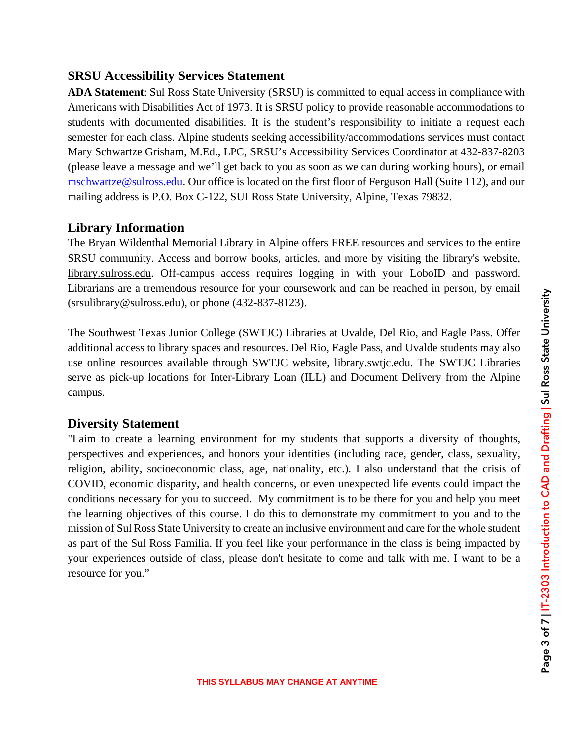## SRSU Accessibility Services Statement

**ADA Statement**: Sul Ross State University (SRSU) is committed to equal access in compliance with Americans with Disabilities Act of 1973. It is SRSU policy to provide reasonable accommodations to students with documented disabilities. It is the student's responsibility to initiate a request each semester for each class. Alpine students seeking accessibility/accommodations services must contact Mary Schwartze Grisham, M.Ed., LPC, SRSU's Accessibility Services Coordinator at 432-837-8203 (please leave a message and we'll get back to you as soon as we can during working hours), or email mschwartze@sulross.edu. Our office is located on the first floor of Ferguson Hall (Suite 112), and our mailing address is P.O. Box C-122, SUI Ross State University, Alpine, Texas 79832.

## Library Information

The Bryan Wildenthal Memorial Library in Alpine offers FREE resources and services to the entire SRSU community. Access and borrow books, articles, and more by visiting the library's website, library.sulross.edu. Off-campus access requires logging in with your LoboID and password. Librarians are a tremendous resource for your coursework and can be reached in person, by email (srsulibrary@sulross.edu), or phone (432-837-8123).

The Southwest Texas Junior College (SWTJC) Libraries at Uvalde, Del Rio, and Eagle Pass. Offer additional access to library spaces and resources. Del Rio, Eagle Pass, and Uvalde students may also use online resources available through SWTJC website, library.swtjc.edu. The SWTJC Libraries serve as pick-up locations for Inter-Library Loan (ILL) and Document Delivery from the Alpine campus.

## Diversity Statement

"I aim to create a learning environment for my students that supports a diversity of thoughts, perspectives and experiences, and honors your identities (including race, gender, class, sexuality, religion, ability, socioeconomic class, age, nationality, etc.). I also understand that the crisis of COVID, economic disparity, and health concerns, or even unexpected life events could impact the conditions necessary for you to succeed. My commitment is to be there for you and help you meet the learning objectives of this course. I do this to demonstrate my commitment to you and to the mission of Sul Ross State University to create an inclusive environment and care for the whole student as part of the Sul Ross Familia. If you feel like your performance in the class is being impacted by your experiences outside of class, please don't hesitate to come and talk with me. I want to be a resource for you."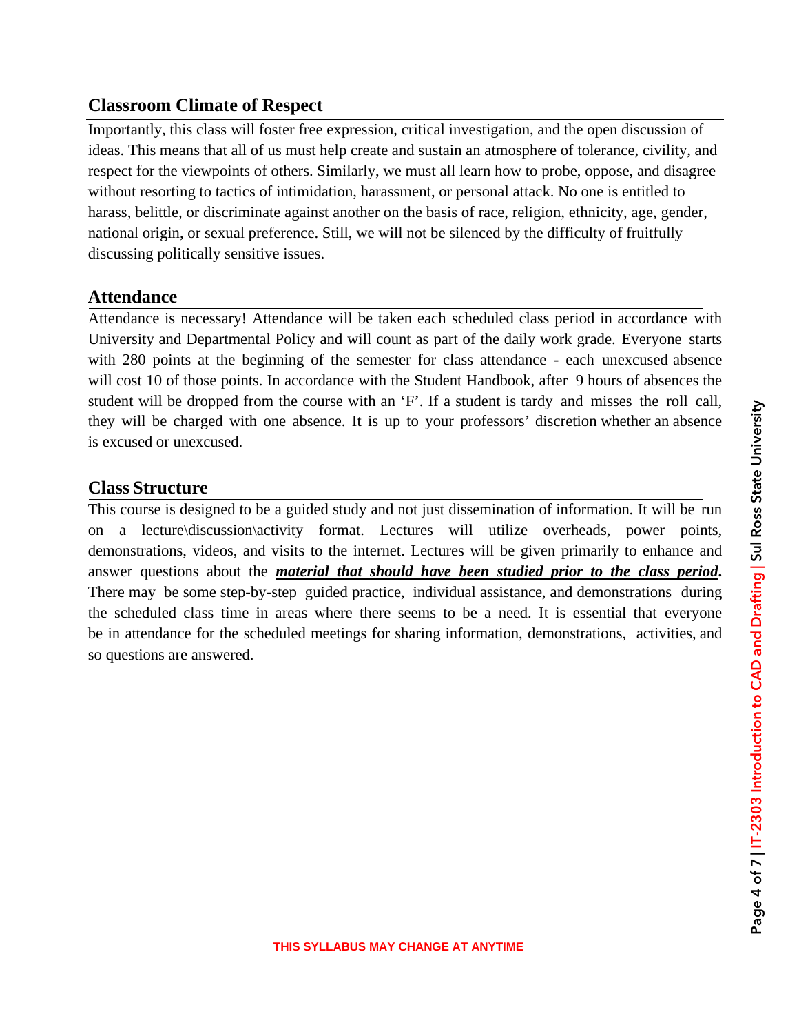## Classroom Climate of Respect

Importantly, this class will foster free expression, critical investigation, and the open discussion of ideas. This means that all of us must help create and sustain an atmosphere of tolerance, civility, and respect for the viewpoints of others. Similarly, we must all learn how to probe, oppose, and disagree without resorting to tactics of intimidation, harassment, or personal attack. No one is entitled to harass, belittle, or discriminate against another on the basis of race, religion, ethnicity, age, gender, national origin, or sexual preference. Still, we will not be silenced by the difficulty of fruitfully discussing politically sensitive issues.

## Attendance

Attendance is necessary! Attendance will be taken each scheduled class period in accordance with University and Departmental Policy and will count as part of the daily work grade. Everyone starts with 280 points at the beginning of the semester for class attendance - each unexcused absence will cost 10 of those points. In accordance with the Student Handbook, after 9 hours of absences the student will be dropped from the course with an 'F'. If a student is tardy and misses the roll call, they will be charged with one absence. It is up to your professors' discretion whether an absence is excused or unexcused.

## Class Structure

This course is designed to be a guided study and not just dissemination of information. It will be run on a lecture\discussion\activity format. Lectures will utilize overheads, power points, demonstrations, videos, and visits to the internet. Lectures will be given primarily to enhance and answer questions about the ***material that should have been studied prior to the class period*.** There may be some step-by-step guided practice, individual assistance, and demonstrations during the scheduled class time in areas where there seems to be a need. It is essential that everyone be in attendance for the scheduled meetings for sharing information, demonstrations, activities, and so questions are answered.

**THIS SYLLABUS MAY CHANGE AT ANYTIME**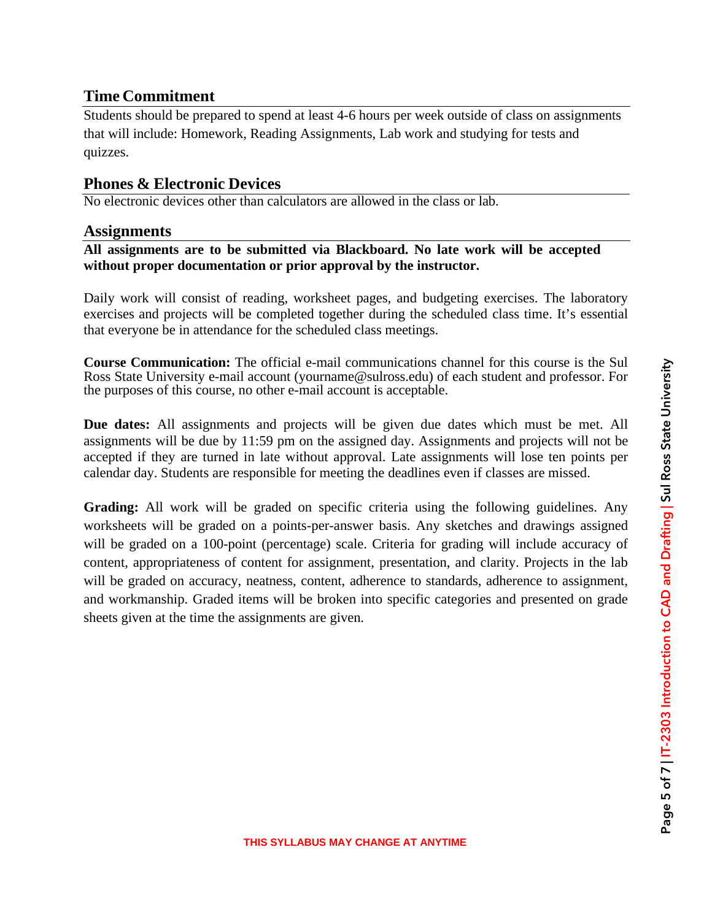## Time Commitment

Students should be prepared to spend at least 4-6 hours per week outside of class on assignments that will include: Homework, Reading Assignments, Lab work and studying for tests and quizzes.

## Phones & Electronic Devices

No electronic devices other than calculators are allowed in the class or lab.

## Assignments

**All assignments are to be submitted via Blackboard. No late work will be accepted without proper documentation or prior approval by the instructor.**

Daily work will consist of reading, worksheet pages, and budgeting exercises. The laboratory exercises and projects will be completed together during the scheduled class time. It's essential that everyone be in attendance for the scheduled class meetings.

**Course Communication:** The official e-mail communications channel for this course is the Sul Ross State University e-mail account (yourname@sulross.edu) of each student and professor. For the purposes of this course, no other e-mail account is acceptable.

**Due dates:** All assignments and projects will be given due dates which must be met. All assignments will be due by 11:59 pm on the assigned day. Assignments and projects will not be accepted if they are turned in late without approval. Late assignments will lose ten points per calendar day. Students are responsible for meeting the deadlines even if classes are missed.

**Grading:** All work will be graded on specific criteria using the following guidelines. Any worksheets will be graded on a points-per-answer basis. Any sketches and drawings assigned will be graded on a 100-point (percentage) scale. Criteria for grading will include accuracy of content, appropriateness of content for assignment, presentation, and clarity. Projects in the lab will be graded on accuracy, neatness, content, adherence to standards, adherence to assignment, and workmanship. Graded items will be broken into specific categories and presented on grade sheets given at the time the assignments are given.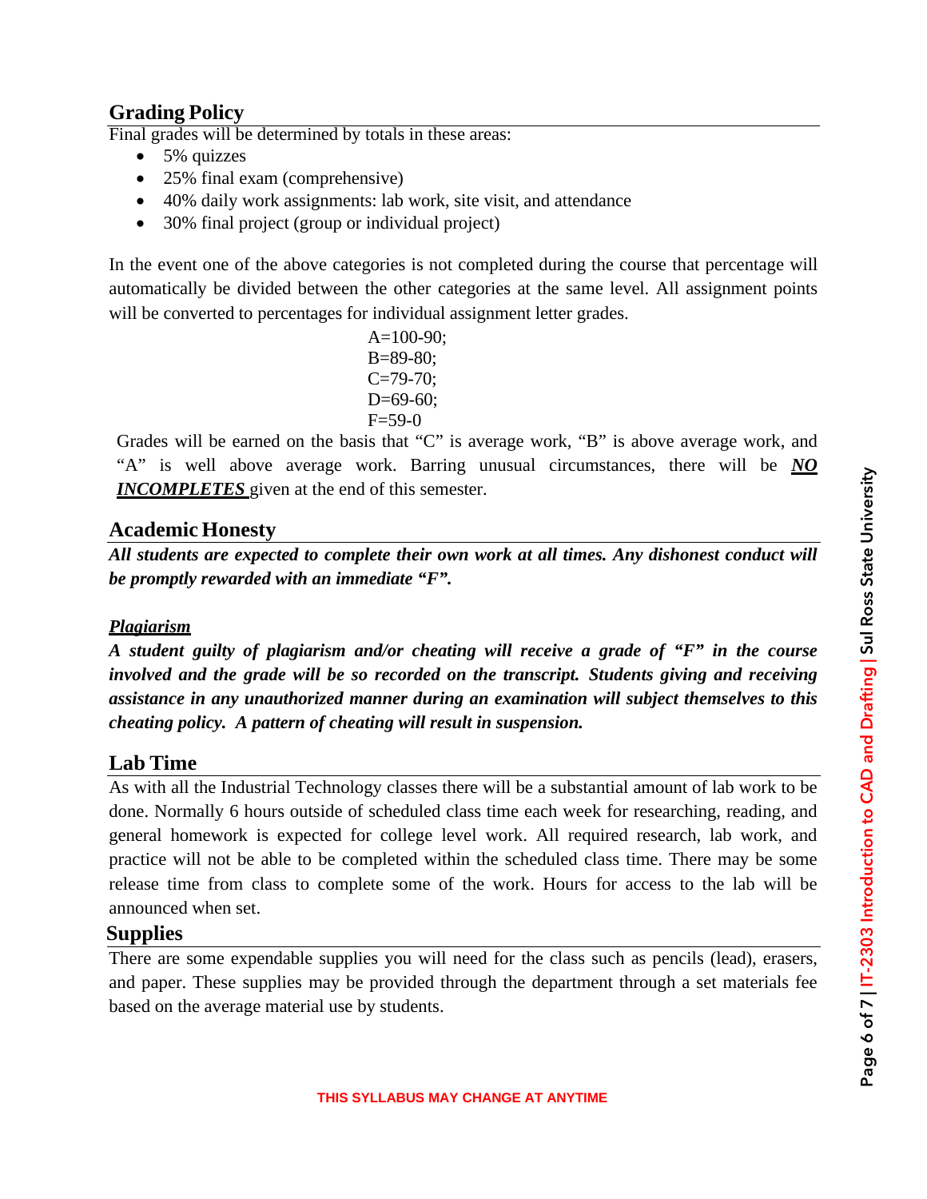## Grading Policy

Final grades will be determined by totals in these areas:

- 5% quizzes
- 25% final exam (comprehensive)
- 40% daily work assignments: lab work, site visit, and attendance
- 30% final project (group or individual project)

In the event one of the above categories is not completed during the course that percentage will automatically be divided between the other categories at the same level. All assignment points will be converted to percentages for individual assignment letter grades.

A=100-90;
B=89-80;
C=79-70;
D=69-60;
F=59-0

Grades will be earned on the basis that "C" is average work, "B" is above average work, and "A" is well above average work. Barring unusual circumstances, there will be ***NO INCOMPLETES*** given at the end of this semester.

## Academic Honesty

***All students are expected to complete their own work at all times. Any dishonest conduct will be promptly rewarded with an immediate "F".***

### *Plagiarism*

***A student guilty of plagiarism and/or cheating will receive a grade of "F" in the course involved and the grade will be so recorded on the transcript. Students giving and receiving assistance in any unauthorized manner during an examination will subject themselves to this cheating policy. A pattern of cheating will result in suspension.***

## Lab Time

As with all the Industrial Technology classes there will be a substantial amount of lab work to be done. Normally 6 hours outside of scheduled class time each week for researching, reading, and general homework is expected for college level work. All required research, lab work, and practice will not be able to be completed within the scheduled class time. There may be some release time from class to complete some of the work. Hours for access to the lab will be announced when set.

## Supplies

There are some expendable supplies you will need for the class such as pencils (lead), erasers, and paper. These supplies may be provided through the department through a set materials fee based on the average material use by students.

**THIS SYLLABUS MAY CHANGE AT ANYTIME**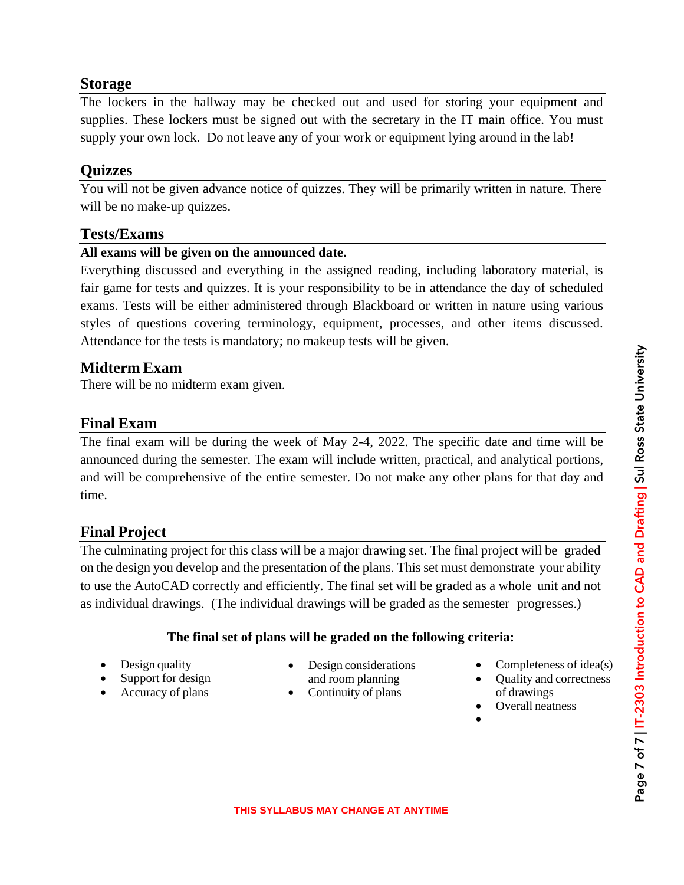## Storage

The lockers in the hallway may be checked out and used for storing your equipment and supplies. These lockers must be signed out with the secretary in the IT main office. You must supply your own lock. Do not leave any of your work or equipment lying around in the lab!

## Quizzes

You will not be given advance notice of quizzes. They will be primarily written in nature. There will be no make-up quizzes.

## Tests/Exams

**All exams will be given on the announced date.**

Everything discussed and everything in the assigned reading, including laboratory material, is fair game for tests and quizzes. It is your responsibility to be in attendance the day of scheduled exams. Tests will be either administered through Blackboard or written in nature using various styles of questions covering terminology, equipment, processes, and other items discussed. Attendance for the tests is mandatory; no makeup tests will be given.

## Midterm Exam

There will be no midterm exam given.

## Final Exam

The final exam will be during the week of May 2-4, 2022. The specific date and time will be announced during the semester. The exam will include written, practical, and analytical portions, and will be comprehensive of the entire semester. Do not make any other plans for that day and time.

## Final Project

The culminating project for this class will be a major drawing set. The final project will be graded on the design you develop and the presentation of the plans. This set must demonstrate your ability to use the AutoCAD correctly and efficiently. The final set will be graded as a whole unit and not as individual drawings. (The individual drawings will be graded as the semester progresses.)

**The final set of plans will be graded on the following criteria:**

- Design quality
- Support for design
- Accuracy of plans
- Design considerations and room planning
- Continuity of plans
- Completeness of idea(s)
- Quality and correctness of drawings
- Overall neatness

**THIS SYLLABUS MAY CHANGE AT ANYTIME**